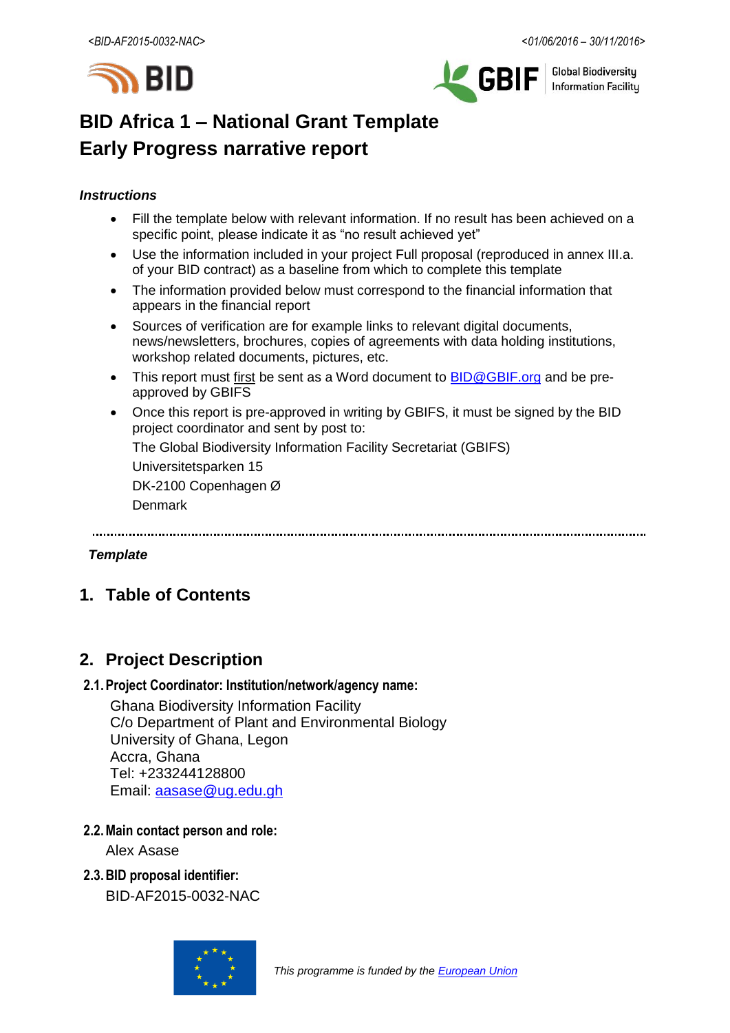# BID Africa 1 – National Grant Template
# Early Progress narrative report

***Instructions***

- Fill the template below with relevant information. If no result has been achieved on a specific point, please indicate it as "no result achieved yet"
- Use the information included in your project Full proposal (reproduced in annex III.a. of your BID contract) as a baseline from which to complete this template
- The information provided below must correspond to the financial information that appears in the financial report
- Sources of verification are for example links to relevant digital documents, news/newsletters, brochures, copies of agreements with data holding institutions, workshop related documents, pictures, etc.
- This report must first be sent as a Word document to BID@GBIF.org and be pre-approved by GBIFS
- Once this report is pre-approved in writing by GBIFS, it must be signed by the BID project coordinator and sent by post to:

  The Global Biodiversity Information Facility Secretariat (GBIFS)

  Universitetsparken 15

  DK-2100 Copenhagen Ø

  Denmark

---

***Template***

## 1. Table of Contents

## 2. Project Description

### 2.1. Project Coordinator: Institution/network/agency name:

Ghana Biodiversity Information Facility
C/o Department of Plant and Environmental Biology
University of Ghana, Legon
Accra, Ghana
Tel: +233244128800
Email: aasase@ug.edu.gh

### 2.2. Main contact person and role:

Alex Asase

### 2.3. BID proposal identifier:

BID-AF2015-0032-NAC

*This programme is funded by the European Union*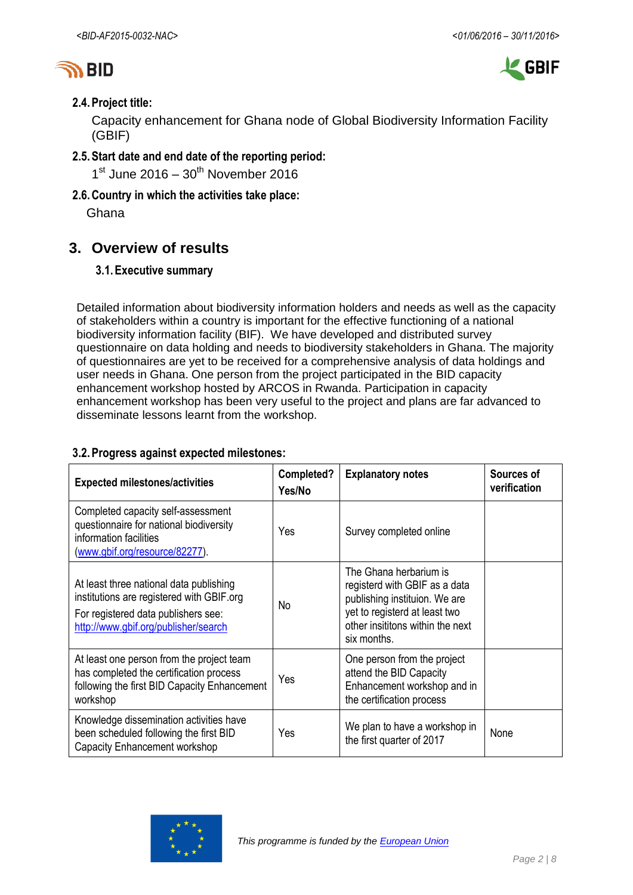### 2.4. Project title:

Capacity enhancement for Ghana node of Global Biodiversity Information Facility (GBIF)

### 2.5. Start date and end date of the reporting period:

1st June 2016 – 30th November 2016

### 2.6. Country in which the activities take place:

Ghana

## 3. Overview of results

### 3.1. Executive summary

Detailed information about biodiversity information holders and needs as well as the capacity of stakeholders within a country is important for the effective functioning of a national biodiversity information facility (BIF). We have developed and distributed survey questionnaire on data holding and needs to biodiversity stakeholders in Ghana. The majority of questionnaires are yet to be received for a comprehensive analysis of data holdings and user needs in Ghana. One person from the project participated in the BID capacity enhancement workshop hosted by ARCOS in Rwanda. Participation in capacity enhancement workshop has been very useful to the project and plans are far advanced to disseminate lessons learnt from the workshop.

### 3.2. Progress against expected milestones:

| Expected milestones/activities | Completed? Yes/No | Explanatory notes | Sources of verification |
|---|---|---|---|
| Completed capacity self-assessment questionnaire for national biodiversity information facilities (www.gbif.org/resource/82277). | Yes | Survey completed online | |
| At least three national data publishing institutions are registered with GBIF.org<br>For registered data publishers see: http://www.gbif.org/publisher/search | No | The Ghana herbarium is registerd with GBIF as a data publishing instituion. We are yet to registerd at least two other insititons within the next six months. | |
| At least one person from the project team has completed the certification process following the first BID Capacity Enhancement workshop | Yes | One person from the project attend the BID Capacity Enhancement workshop and in the certification process | |
| Knowledge dissemination activities have been scheduled following the first BID Capacity Enhancement workshop | Yes | We plan to have a workshop in the first quarter of 2017 | None |

*This programme is funded by the European Union*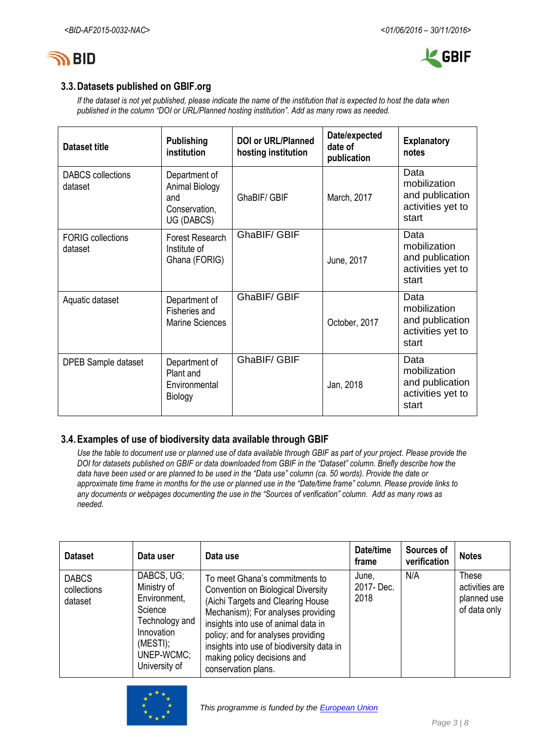### 3.3. Datasets published on GBIF.org

*If the dataset is not yet published, please indicate the name of the institution that is expected to host the data when published in the column "DOI or URL/Planned hosting institution". Add as many rows as needed.*

| Dataset title | Publishing institution | DOI or URL/Planned hosting institution | Date/expected date of publication | Explanatory notes |
|---|---|---|---|---|
| DABCS collections dataset | Department of Animal Biology and Conservation, UG (DABCS) | GhaBIF/ GBIF | March, 2017 | Data mobilization and publication activities yet to start |
| FORIG collections dataset | Forest Research Institute of Ghana (FORIG) | GhaBIF/ GBIF | June, 2017 | Data mobilization and publication activities yet to start |
| Aquatic dataset | Department of Fisheries and Marine Sciences | GhaBIF/ GBIF | October, 2017 | Data mobilization and publication activities yet to start |
| DPEB Sample dataset | Department of Plant and Environmental Biology | GhaBIF/ GBIF | Jan, 2018 | Data mobilization and publication activities yet to start |

### 3.4. Examples of use of biodiversity data available through GBIF

*Use the table to document use or planned use of data available through GBIF as part of your project. Please provide the DOI for datasets published on GBIF or data downloaded from GBIF in the "Dataset" column. Briefly describe how the data have been used or are planned to be used in the "Data use" column (ca. 50 words). Provide the date or approximate time frame in months for the use or planned use in the "Date/time frame" column. Please provide links to any documents or webpages documenting the use in the "Sources of verification" column. Add as many rows as needed.*

| Dataset | Data user | Data use | Date/time frame | Sources of verification | Notes |
|---|---|---|---|---|---|
| DABCS collections dataset | DABCS, UG; Ministry of Environment, Science Technology and Innovation (MESTI); UNEP-WCMC; University of | To meet Ghana's commitments to Convention on Biological Diversity (Aichi Targets and Clearing House Mechanism); For analyses providing insights into use of animal data in policy; and for analyses providing insights into use of biodiversity data in making policy decisions and conservation plans. | June, 2017- Dec. 2018 | N/A | These activities are planned use of data only |

*This programme is funded by the European Union*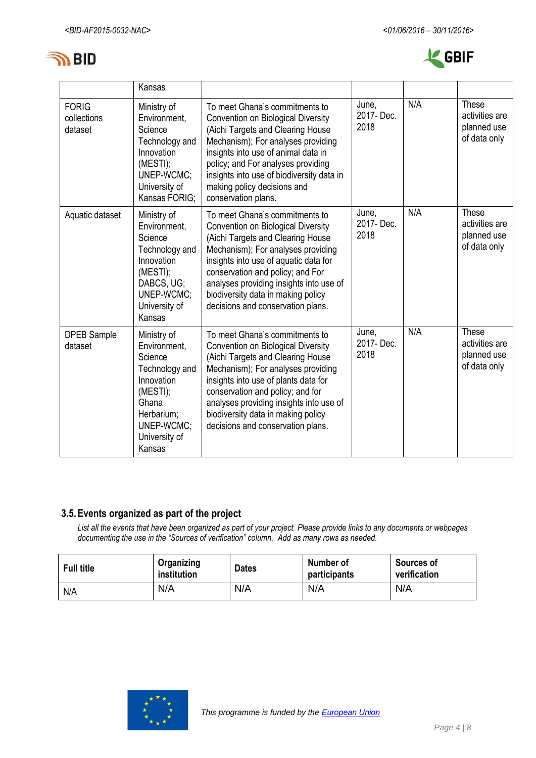|  | Kansas |  |  |  |  |
|---|---|---|---|---|---|
| FORIG collections dataset | Ministry of Environment, Science Technology and Innovation (MESTI); UNEP-WCMC; University of Kansas FORIG; | To meet Ghana's commitments to Convention on Biological Diversity (Aichi Targets and Clearing House Mechanism); For analyses providing insights into use of animal data in policy; and For analyses providing insights into use of biodiversity data in making policy decisions and conservation plans. | June, 2017- Dec. 2018 | N/A | These activities are planned use of data only |
| Aquatic dataset | Ministry of Environment, Science Technology and Innovation (MESTI); DABCS, UG; UNEP-WCMC; University of Kansas | To meet Ghana's commitments to Convention on Biological Diversity (Aichi Targets and Clearing House Mechanism); For analyses providing insights into use of aquatic data for conservation and policy; and For analyses providing insights into use of biodiversity data in making policy decisions and conservation plans. | June, 2017- Dec. 2018 | N/A | These activities are planned use of data only |
| DPEB Sample dataset | Ministry of Environment, Science Technology and Innovation (MESTI); Ghana Herbarium; UNEP-WCMC; University of Kansas | To meet Ghana's commitments to Convention on Biological Diversity (Aichi Targets and Clearing House Mechanism); For analyses providing insights into use of plants data for conservation and policy; and for analyses providing insights into use of biodiversity data in making policy decisions and conservation plans. | June, 2017- Dec. 2018 | N/A | These activities are planned use of data only |

### 3.5. Events organized as part of the project

*List all the events that have been organized as part of your project. Please provide links to any documents or webpages documenting the use in the "Sources of verification" column. Add as many rows as needed.*

| Full title | Organizing institution | Dates | Number of participants | Sources of verification |
|---|---|---|---|---|
| N/A | N/A | N/A | N/A | N/A |

*This programme is funded by the European Union*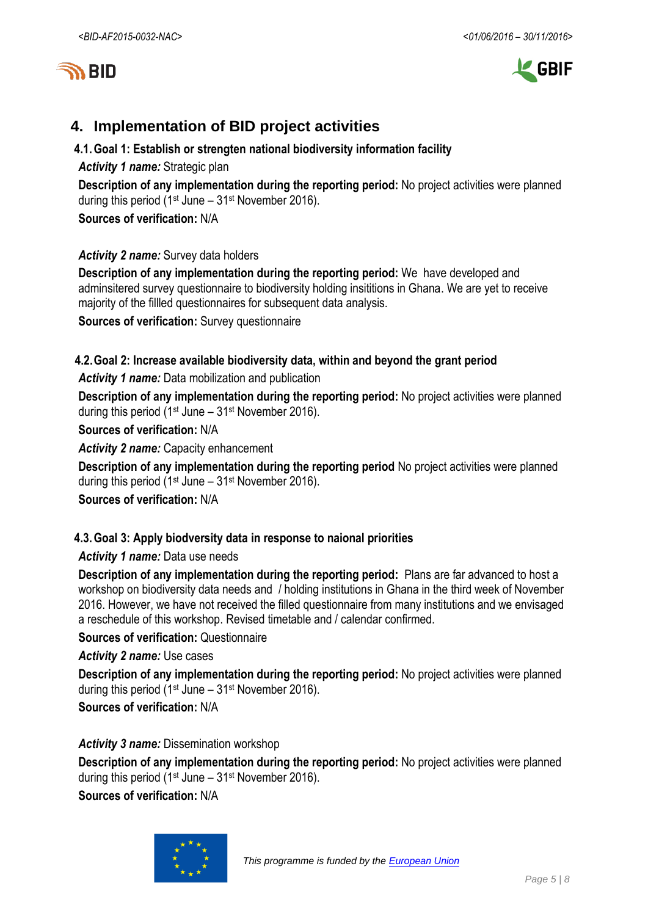## 4. Implementation of BID project activities

### 4.1. Goal 1: Establish or strengten national biodiversity information facility

***Activity 1 name:*** Strategic plan

**Description of any implementation during the reporting period:** No project activities were planned during this period (1st June – 31st November 2016).

**Sources of verification:** N/A

***Activity 2 name:*** Survey data holders

**Description of any implementation during the reporting period:** We have developed and adminsitered survey questionnaire to biodiversity holding insititions in Ghana. We are yet to receive majority of the fillled questionnaires for subsequent data analysis.

**Sources of verification:** Survey questionnaire

### 4.2. Goal 2: Increase available biodiversity data, within and beyond the grant period

***Activity 1 name:*** Data mobilization and publication

**Description of any implementation during the reporting period:** No project activities were planned during this period (1st June – 31st November 2016).

**Sources of verification:** N/A

***Activity 2 name:*** Capacity enhancement

**Description of any implementation during the reporting period** No project activities were planned during this period (1st June – 31st November 2016).

**Sources of verification:** N/A

### 4.3. Goal 3: Apply biodversity data in response to naional priorities

***Activity 1 name:*** Data use needs

**Description of any implementation during the reporting period:** Plans are far advanced to host a workshop on biodiversity data needs and / holding institutions in Ghana in the third week of November 2016. However, we have not received the filled questionnaire from many institutions and we envisaged a reschedule of this workshop. Revised timetable and / calendar confirmed.

**Sources of verification:** Questionnaire

***Activity 2 name:*** Use cases

**Description of any implementation during the reporting period:** No project activities were planned during this period (1st June – 31st November 2016).

**Sources of verification:** N/A

***Activity 3 name:*** Dissemination workshop

**Description of any implementation during the reporting period:** No project activities were planned during this period (1st June – 31st November 2016).

**Sources of verification:** N/A

*This programme is funded by the European Union*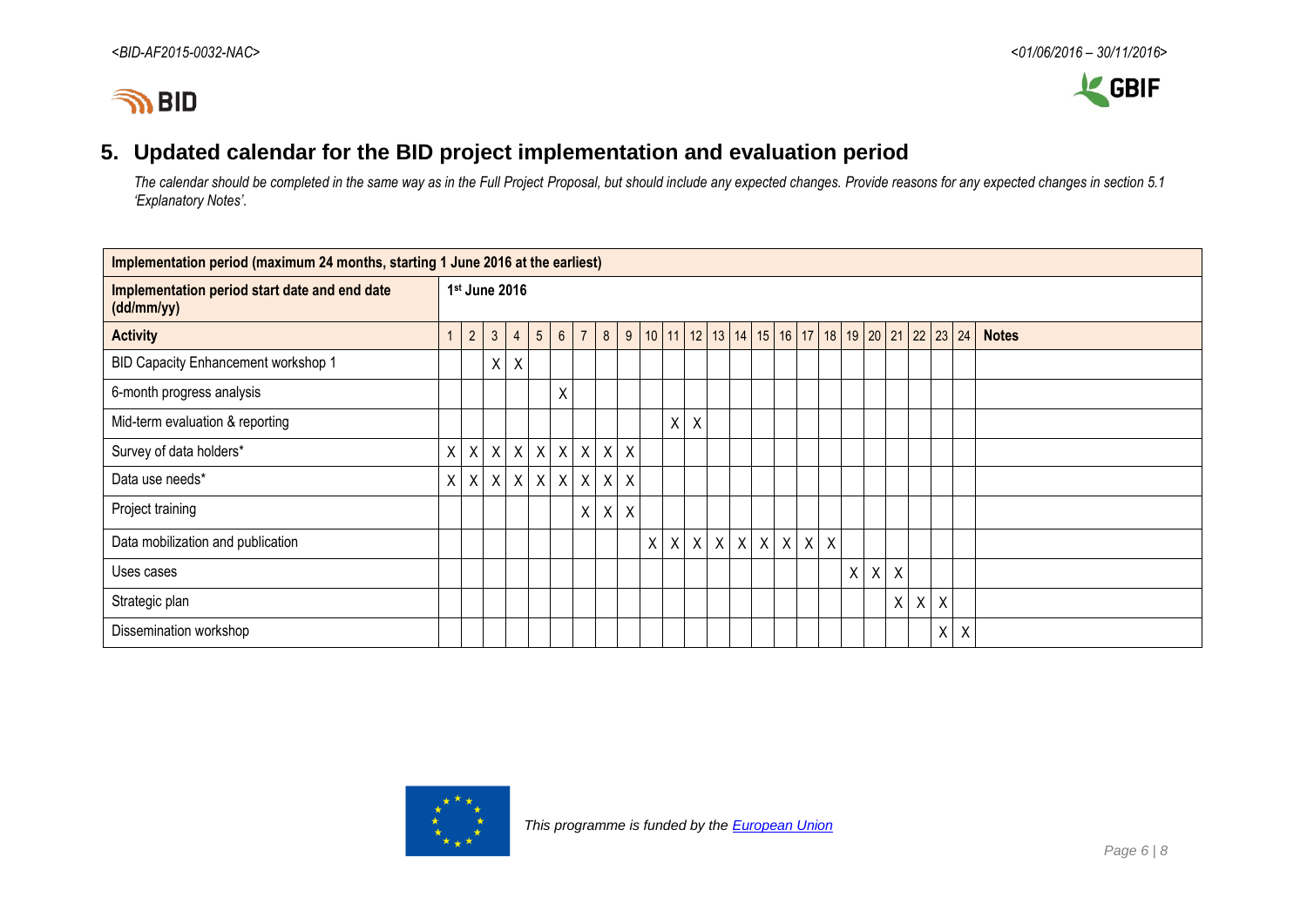## 5. Updated calendar for the BID project implementation and evaluation period

*The calendar should be completed in the same way as in the Full Project Proposal, but should include any expected changes. Provide reasons for any expected changes in section 5.1 'Explanatory Notes'.*

| **Implementation period (maximum 24 months, starting 1 June 2016 at the earliest)** | | | | | | | | | | | | | | | | | | | | | | | | | |
|---|---|---|---|---|---|---|---|---|---|---|---|---|---|---|---|---|---|---|---|---|---|---|---|---|---|
| **Implementation period start date and end date (dd/mm/yy)** | **1st June 2016** | | | | | | | | | | | | | | | | | | | | | | | | |
| **Activity** | 1 | 2 | 3 | 4 | 5 | 6 | 7 | 8 | 9 | 10 | 11 | 12 | 13 | 14 | 15 | 16 | 17 | 18 | 19 | 20 | 21 | 22 | 23 | 24 | **Notes** |
| BID Capacity Enhancement workshop 1 | | | X | X | | | | | | | | | | | | | | | | | | | | | |
| 6-month progress analysis | | | | | | X | | | | | | | | | | | | | | | | | | | |
| Mid-term evaluation & reporting | | | | | | | | | | | X | X | | | | | | | | | | | | | |
| Survey of data holders* | X | X | X | X | X | X | X | X | X | | | | | | | | | | | | | | | | |
| Data use needs* | X | X | X | X | X | X | X | X | X | | | | | | | | | | | | | | | | |
| Project training | | | | | | | X | X | X | | | | | | | | | | | | | | | | |
| Data mobilization and publication | | | | | | | | | | X | X | X | X | X | X | X | X | X | | | | | | | |
| Uses cases | | | | | | | | | | | | | | | | | | | X | X | X | | | | |
| Strategic plan | | | | | | | | | | | | | | | | | | | | | X | X | X | | |
| Dissemination workshop | | | | | | | | | | | | | | | | | | | | | | | X | X | |

*This programme is funded by the European Union*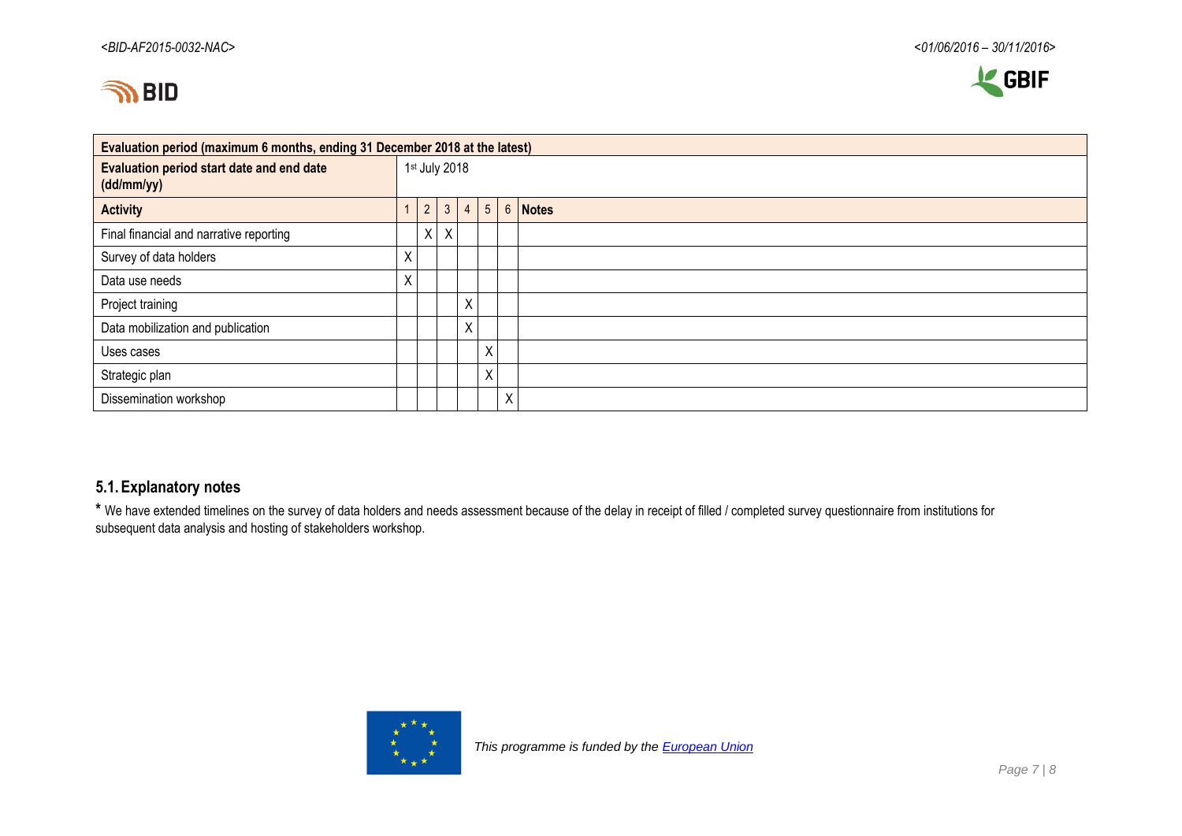| Evaluation period (maximum 6 months, ending 31 December 2018 at the latest) | | | | | | | |
|---|---|---|---|---|---|---|---|
| **Evaluation period start date and end date (dd/mm/yy)** | 1st July 2018 | | | | | | |
| **Activity** | 1 | 2 | 3 | 4 | 5 | 6 | **Notes** |
| Final financial and narrative reporting | | X | X | | | | |
| Survey of data holders | X | | | | | | |
| Data use needs | X | | | | | | |
| Project training | | | | X | | | |
| Data mobilization and publication | | | | X | | | |
| Uses cases | | | | | X | | |
| Strategic plan | | | | | X | | |
| Dissemination workshop | | | | | | X | |

## 5.1. Explanatory notes

* We have extended timelines on the survey of data holders and needs assessment because of the delay in receipt of filled / completed survey questionnaire from institutions for subsequent data analysis and hosting of stakeholders workshop.

*This programme is funded by the European Union*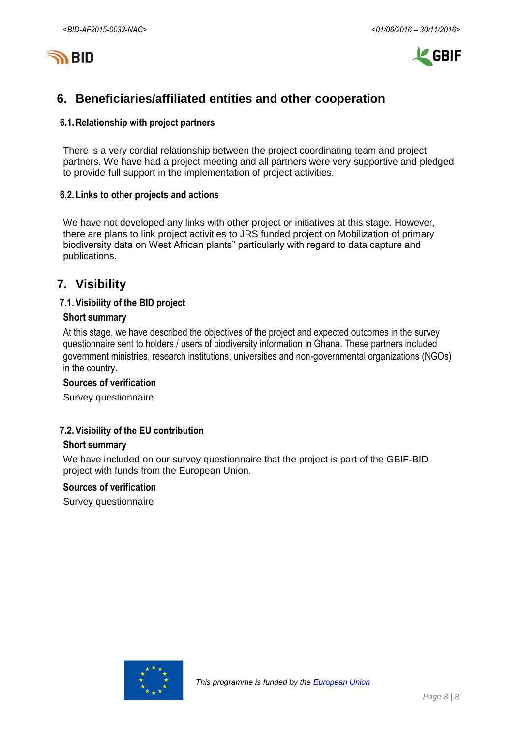## 6. Beneficiaries/affiliated entities and other cooperation

### 6.1. Relationship with project partners

There is a very cordial relationship between the project coordinating team and project partners. We have had a project meeting and all partners were very supportive and pledged to provide full support in the implementation of project activities.

### 6.2. Links to other projects and actions

We have not developed any links with other project or initiatives at this stage. However, there are plans to link project activities to JRS funded project on Mobilization of primary biodiversity data on West African plants" particularly with regard to data capture and publications.

## 7. Visibility

### 7.1. Visibility of the BID project

**Short summary**

At this stage, we have described the objectives of the project and expected outcomes in the survey questionnaire sent to holders / users of biodiversity information in Ghana. These partners included government ministries, research institutions, universities and non-governmental organizations (NGOs) in the country.

**Sources of verification**

Survey questionnaire

### 7.2. Visibility of the EU contribution

**Short summary**

We have included on our survey questionnaire that the project is part of the GBIF-BID project with funds from the European Union.

**Sources of verification**

Survey questionnaire

*This programme is funded by the European Union*